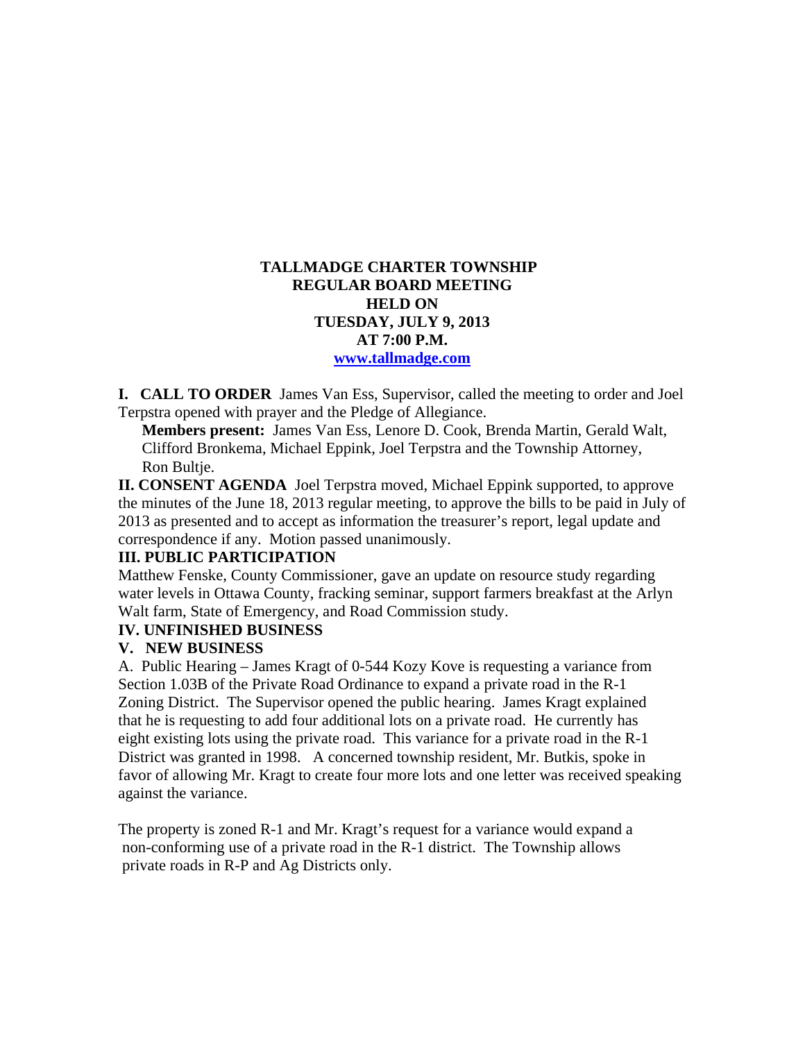# TALLMADGE CHARTER TOWNSHIP
## REGULAR BOARD MEETING
## HELD ON
## TUESDAY, JULY 9, 2013
## AT 7:00 P.M.
**www.tallmadge.com**

**I. CALL TO ORDER** James Van Ess, Supervisor, called the meeting to order and Joel Terpstra opened with prayer and the Pledge of Allegiance.

**Members present:** James Van Ess, Lenore D. Cook, Brenda Martin, Gerald Walt, Clifford Bronkema, Michael Eppink, Joel Terpstra and the Township Attorney, Ron Bultje.

**II. CONSENT AGENDA** Joel Terpstra moved, Michael Eppink supported, to approve the minutes of the June 18, 2013 regular meeting, to approve the bills to be paid in July of 2013 as presented and to accept as information the treasurer's report, legal update and correspondence if any. Motion passed unanimously.

**III. PUBLIC PARTICIPATION**

Matthew Fenske, County Commissioner, gave an update on resource study regarding water levels in Ottawa County, fracking seminar, support farmers breakfast at the Arlyn Walt farm, State of Emergency, and Road Commission study.

**IV. UNFINISHED BUSINESS**

**V. NEW BUSINESS**

A. Public Hearing – James Kragt of 0-544 Kozy Kove is requesting a variance from Section 1.03B of the Private Road Ordinance to expand a private road in the R-1 Zoning District. The Supervisor opened the public hearing. James Kragt explained that he is requesting to add four additional lots on a private road. He currently has eight existing lots using the private road. This variance for a private road in the R-1 District was granted in 1998. A concerned township resident, Mr. Butkis, spoke in favor of allowing Mr. Kragt to create four more lots and one letter was received speaking against the variance.

The property is zoned R-1 and Mr. Kragt's request for a variance would expand a non-conforming use of a private road in the R-1 district. The Township allows private roads in R-P and Ag Districts only.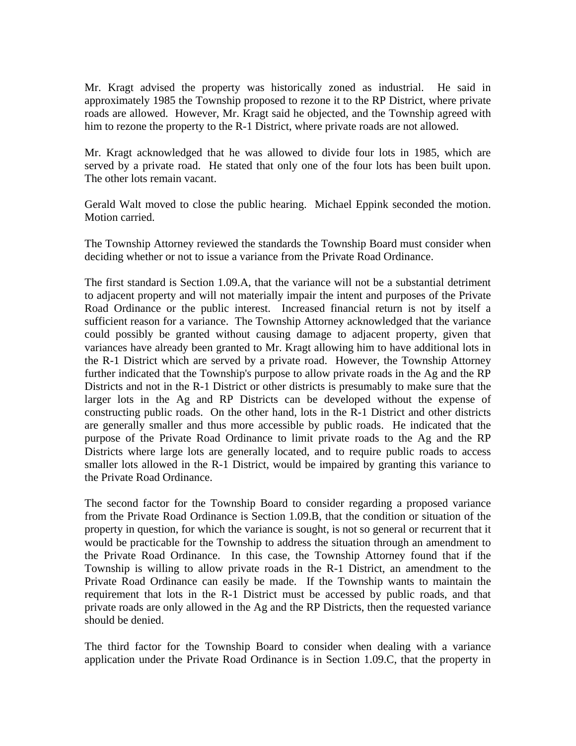Mr. Kragt advised the property was historically zoned as industrial. He said in approximately 1985 the Township proposed to rezone it to the RP District, where private roads are allowed. However, Mr. Kragt said he objected, and the Township agreed with him to rezone the property to the R-1 District, where private roads are not allowed.

Mr. Kragt acknowledged that he was allowed to divide four lots in 1985, which are served by a private road. He stated that only one of the four lots has been built upon. The other lots remain vacant.

Gerald Walt moved to close the public hearing. Michael Eppink seconded the motion. Motion carried.

The Township Attorney reviewed the standards the Township Board must consider when deciding whether or not to issue a variance from the Private Road Ordinance.

The first standard is Section 1.09.A, that the variance will not be a substantial detriment to adjacent property and will not materially impair the intent and purposes of the Private Road Ordinance or the public interest. Increased financial return is not by itself a sufficient reason for a variance. The Township Attorney acknowledged that the variance could possibly be granted without causing damage to adjacent property, given that variances have already been granted to Mr. Kragt allowing him to have additional lots in the R-1 District which are served by a private road. However, the Township Attorney further indicated that the Township's purpose to allow private roads in the Ag and the RP Districts and not in the R-1 District or other districts is presumably to make sure that the larger lots in the Ag and RP Districts can be developed without the expense of constructing public roads. On the other hand, lots in the R-1 District and other districts are generally smaller and thus more accessible by public roads. He indicated that the purpose of the Private Road Ordinance to limit private roads to the Ag and the RP Districts where large lots are generally located, and to require public roads to access smaller lots allowed in the R-1 District, would be impaired by granting this variance to the Private Road Ordinance.

The second factor for the Township Board to consider regarding a proposed variance from the Private Road Ordinance is Section 1.09.B, that the condition or situation of the property in question, for which the variance is sought, is not so general or recurrent that it would be practicable for the Township to address the situation through an amendment to the Private Road Ordinance. In this case, the Township Attorney found that if the Township is willing to allow private roads in the R-1 District, an amendment to the Private Road Ordinance can easily be made. If the Township wants to maintain the requirement that lots in the R-1 District must be accessed by public roads, and that private roads are only allowed in the Ag and the RP Districts, then the requested variance should be denied.

The third factor for the Township Board to consider when dealing with a variance application under the Private Road Ordinance is in Section 1.09.C, that the property in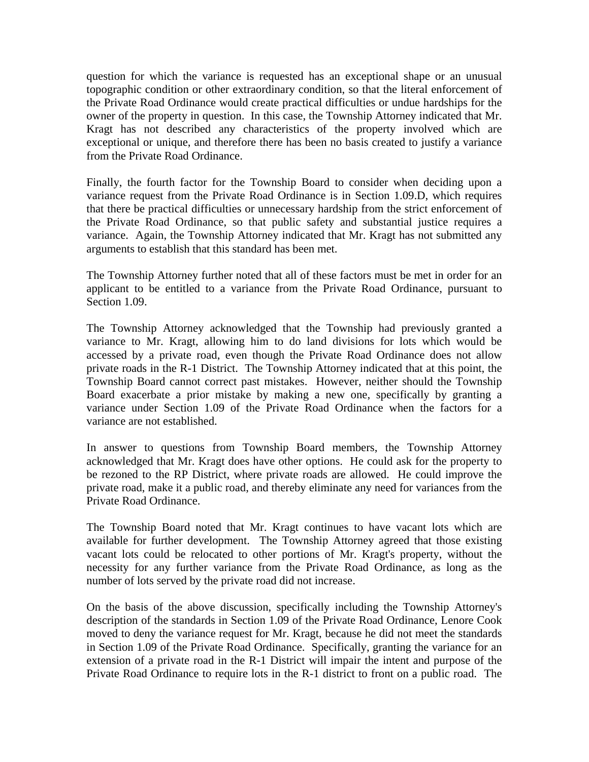question for which the variance is requested has an exceptional shape or an unusual topographic condition or other extraordinary condition, so that the literal enforcement of the Private Road Ordinance would create practical difficulties or undue hardships for the owner of the property in question. In this case, the Township Attorney indicated that Mr. Kragt has not described any characteristics of the property involved which are exceptional or unique, and therefore there has been no basis created to justify a variance from the Private Road Ordinance.

Finally, the fourth factor for the Township Board to consider when deciding upon a variance request from the Private Road Ordinance is in Section 1.09.D, which requires that there be practical difficulties or unnecessary hardship from the strict enforcement of the Private Road Ordinance, so that public safety and substantial justice requires a variance. Again, the Township Attorney indicated that Mr. Kragt has not submitted any arguments to establish that this standard has been met.

The Township Attorney further noted that all of these factors must be met in order for an applicant to be entitled to a variance from the Private Road Ordinance, pursuant to Section 1.09.

The Township Attorney acknowledged that the Township had previously granted a variance to Mr. Kragt, allowing him to do land divisions for lots which would be accessed by a private road, even though the Private Road Ordinance does not allow private roads in the R-1 District. The Township Attorney indicated that at this point, the Township Board cannot correct past mistakes. However, neither should the Township Board exacerbate a prior mistake by making a new one, specifically by granting a variance under Section 1.09 of the Private Road Ordinance when the factors for a variance are not established.

In answer to questions from Township Board members, the Township Attorney acknowledged that Mr. Kragt does have other options. He could ask for the property to be rezoned to the RP District, where private roads are allowed. He could improve the private road, make it a public road, and thereby eliminate any need for variances from the Private Road Ordinance.

The Township Board noted that Mr. Kragt continues to have vacant lots which are available for further development. The Township Attorney agreed that those existing vacant lots could be relocated to other portions of Mr. Kragt's property, without the necessity for any further variance from the Private Road Ordinance, as long as the number of lots served by the private road did not increase.

On the basis of the above discussion, specifically including the Township Attorney's description of the standards in Section 1.09 of the Private Road Ordinance, Lenore Cook moved to deny the variance request for Mr. Kragt, because he did not meet the standards in Section 1.09 of the Private Road Ordinance. Specifically, granting the variance for an extension of a private road in the R-1 District will impair the intent and purpose of the Private Road Ordinance to require lots in the R-1 district to front on a public road. The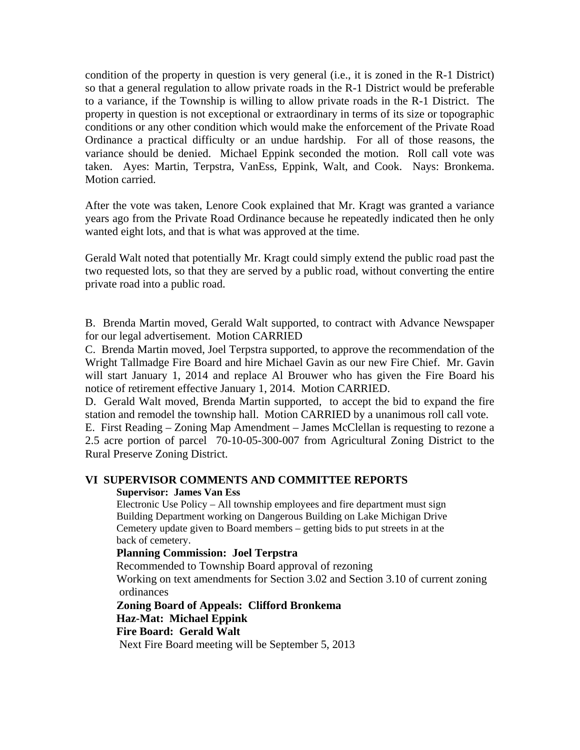condition of the property in question is very general (i.e., it is zoned in the R-1 District) so that a general regulation to allow private roads in the R-1 District would be preferable to a variance, if the Township is willing to allow private roads in the R-1 District. The property in question is not exceptional or extraordinary in terms of its size or topographic conditions or any other condition which would make the enforcement of the Private Road Ordinance a practical difficulty or an undue hardship. For all of those reasons, the variance should be denied. Michael Eppink seconded the motion. Roll call vote was taken. Ayes: Martin, Terpstra, VanEss, Eppink, Walt, and Cook. Nays: Bronkema. Motion carried.

After the vote was taken, Lenore Cook explained that Mr. Kragt was granted a variance years ago from the Private Road Ordinance because he repeatedly indicated then he only wanted eight lots, and that is what was approved at the time.

Gerald Walt noted that potentially Mr. Kragt could simply extend the public road past the two requested lots, so that they are served by a public road, without converting the entire private road into a public road.

B. Brenda Martin moved, Gerald Walt supported, to contract with Advance Newspaper for our legal advertisement. Motion CARRIED

C. Brenda Martin moved, Joel Terpstra supported, to approve the recommendation of the Wright Tallmadge Fire Board and hire Michael Gavin as our new Fire Chief. Mr. Gavin will start January 1, 2014 and replace Al Brouwer who has given the Fire Board his notice of retirement effective January 1, 2014. Motion CARRIED.

D. Gerald Walt moved, Brenda Martin supported, to accept the bid to expand the fire station and remodel the township hall. Motion CARRIED by a unanimous roll call vote.

E. First Reading – Zoning Map Amendment – James McClellan is requesting to rezone a 2.5 acre portion of parcel 70-10-05-300-007 from Agricultural Zoning District to the Rural Preserve Zoning District.

## VI SUPERVISOR COMMENTS AND COMMITTEE REPORTS

**Supervisor: James Van Ess**

Electronic Use Policy – All township employees and fire department must sign
Building Department working on Dangerous Building on Lake Michigan Drive
Cemetery update given to Board members – getting bids to put streets in at the back of cemetery.

**Planning Commission: Joel Terpstra**

Recommended to Township Board approval of rezoning
Working on text amendments for Section 3.02 and Section 3.10 of current zoning ordinances

**Zoning Board of Appeals: Clifford Bronkema**

**Haz-Mat: Michael Eppink**

**Fire Board: Gerald Walt**

Next Fire Board meeting will be September 5, 2013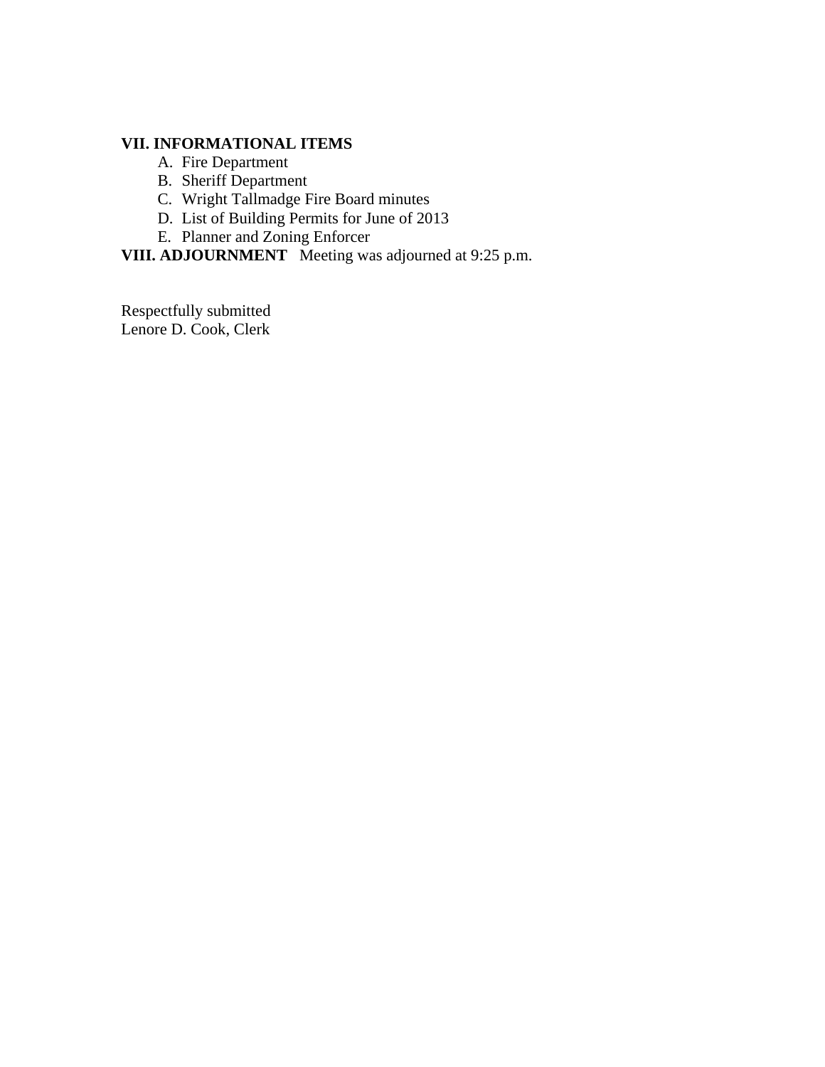**VII. INFORMATIONAL ITEMS**

A. Fire Department
B. Sheriff Department
C. Wright Tallmadge Fire Board minutes
D. List of Building Permits for June of 2013
E. Planner and Zoning Enforcer

**VIII. ADJOURNMENT** Meeting was adjourned at 9:25 p.m.

Respectfully submitted
Lenore D. Cook, Clerk